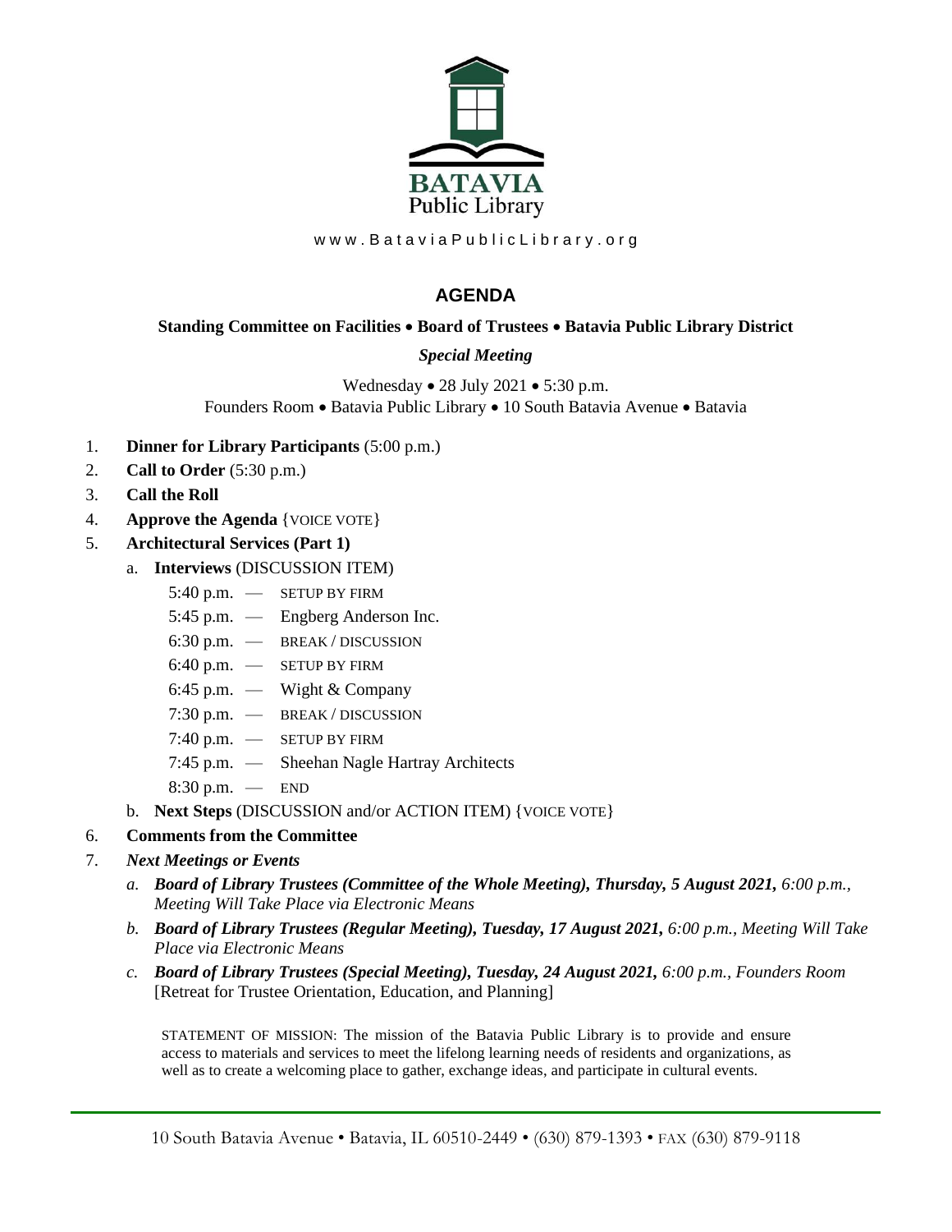BATAVIA
Public Library

www.BataviaPublicLibrary.org

# AGENDA

**Standing Committee on Facilities • Board of Trustees • Batavia Public Library District**

***Special Meeting***

Wednesday • 28 July 2021 • 5:30 p.m.
Founders Room • Batavia Public Library • 10 South Batavia Avenue • Batavia

1. **Dinner for Library Participants** (5:00 p.m.)
2. **Call to Order** (5:30 p.m.)
3. **Call the Roll**
4. **Approve the Agenda** {VOICE VOTE}
5. **Architectural Services (Part 1)**
   a. **Interviews** (DISCUSSION ITEM)
      - 5:40 p.m. — SETUP BY FIRM
      - 5:45 p.m. — Engberg Anderson Inc.
      - 6:30 p.m. — BREAK / DISCUSSION
      - 6:40 p.m. — SETUP BY FIRM
      - 6:45 p.m. — Wight & Company
      - 7:30 p.m. — BREAK / DISCUSSION
      - 7:40 p.m. — SETUP BY FIRM
      - 7:45 p.m. — Sheehan Nagle Hartray Architects
      - 8:30 p.m. — END

   b. **Next Steps** (DISCUSSION and/or ACTION ITEM) {VOICE VOTE}
6. **Comments from the Committee**
7. ***Next Meetings or Events***
   a. ***Board of Library Trustees (Committee of the Whole Meeting), Thursday, 5 August 2021,*** *6:00 p.m., Meeting Will Take Place via Electronic Means*
   b. ***Board of Library Trustees (Regular Meeting), Tuesday, 17 August 2021,*** *6:00 p.m., Meeting Will Take Place via Electronic Means*
   c. ***Board of Library Trustees (Special Meeting), Tuesday, 24 August 2021,*** *6:00 p.m., Founders Room* [Retreat for Trustee Orientation, Education, and Planning]

STATEMENT OF MISSION: The mission of the Batavia Public Library is to provide and ensure access to materials and services to meet the lifelong learning needs of residents and organizations, as well as to create a welcoming place to gather, exchange ideas, and participate in cultural events.

10 South Batavia Avenue • Batavia, IL 60510-2449 • (630) 879-1393 • FAX (630) 879-9118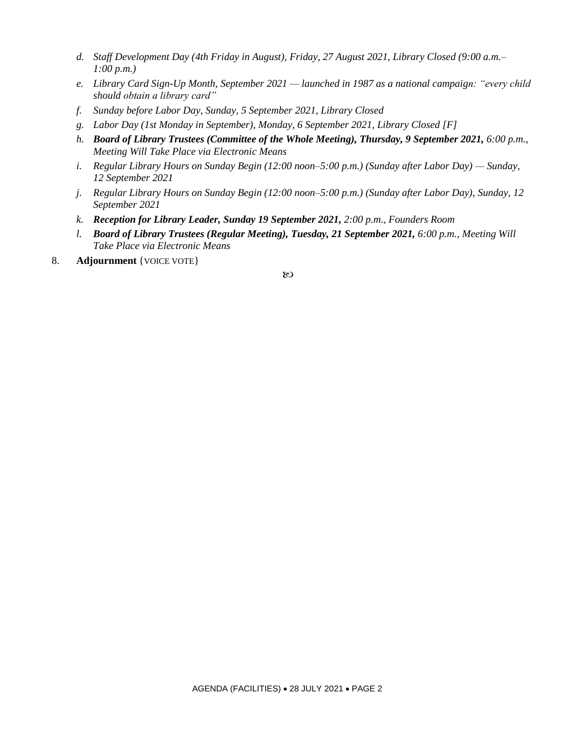- d. *Staff Development Day (4th Friday in August), Friday, 27 August 2021, Library Closed (9:00 a.m.–1:00 p.m.)*
- e. *Library Card Sign-Up Month, September 2021 — launched in 1987 as a national campaign: "every child should obtain a library card"*
- f. *Sunday before Labor Day, Sunday, 5 September 2021, Library Closed*
- g. *Labor Day (1st Monday in September), Monday, 6 September 2021, Library Closed [F]*
- h. ***Board of Library Trustees (Committee of the Whole Meeting), Thursday, 9 September 2021,** 6:00 p.m., Meeting Will Take Place via Electronic Means*
- i. *Regular Library Hours on Sunday Begin (12:00 noon–5:00 p.m.) (Sunday after Labor Day) — Sunday, 12 September 2021*
- j. *Regular Library Hours on Sunday Begin (12:00 noon–5:00 p.m.) (Sunday after Labor Day), Sunday, 12 September 2021*
- k. ***Reception for Library Leader, Sunday 19 September 2021,** 2:00 p.m., Founders Room*
- l. ***Board of Library Trustees (Regular Meeting), Tuesday, 21 September 2021,** 6:00 p.m., Meeting Will Take Place via Electronic Means*

8. **Adjournment** {VOICE VOTE}

༄